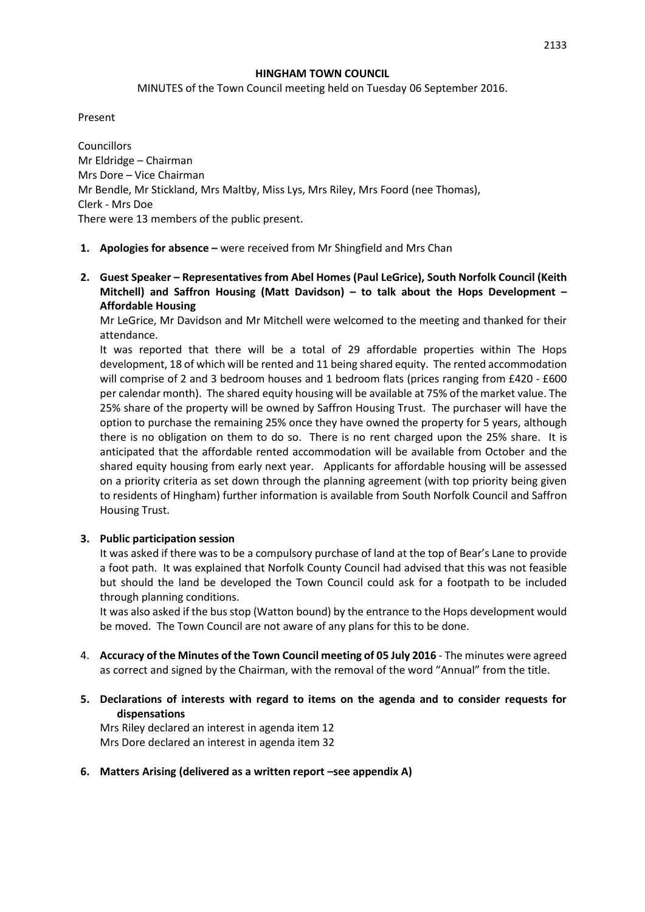**HINGHAM TOWN COUNCIL**

MINUTES of the Town Council meeting held on Tuesday 06 September 2016.

Present

Councillors
Mr Eldridge – Chairman
Mrs Dore – Vice Chairman
Mr Bendle, Mr Stickland, Mrs Maltby, Miss Lys, Mrs Riley, Mrs Foord (nee Thomas),
Clerk - Mrs Doe
There were 13 members of the public present.

1. **Apologies for absence –** were received from Mr Shingfield and Mrs Chan

2. **Guest Speaker – Representatives from Abel Homes (Paul LeGrice), South Norfolk Council (Keith Mitchell) and Saffron Housing (Matt Davidson) – to talk about the Hops Development – Affordable Housing**

   Mr LeGrice, Mr Davidson and Mr Mitchell were welcomed to the meeting and thanked for their attendance.

   It was reported that there will be a total of 29 affordable properties within The Hops development, 18 of which will be rented and 11 being shared equity. The rented accommodation will comprise of 2 and 3 bedroom houses and 1 bedroom flats (prices ranging from £420 - £600 per calendar month). The shared equity housing will be available at 75% of the market value. The 25% share of the property will be owned by Saffron Housing Trust. The purchaser will have the option to purchase the remaining 25% once they have owned the property for 5 years, although there is no obligation on them to do so. There is no rent charged upon the 25% share. It is anticipated that the affordable rented accommodation will be available from October and the shared equity housing from early next year. Applicants for affordable housing will be assessed on a priority criteria as set down through the planning agreement (with top priority being given to residents of Hingham) further information is available from South Norfolk Council and Saffron Housing Trust.

3. **Public participation session**

   It was asked if there was to be a compulsory purchase of land at the top of Bear's Lane to provide a foot path. It was explained that Norfolk County Council had advised that this was not feasible but should the land be developed the Town Council could ask for a footpath to be included through planning conditions.

   It was also asked if the bus stop (Watton bound) by the entrance to the Hops development would be moved. The Town Council are not aware of any plans for this to be done.

4. **Accuracy of the Minutes of the Town Council meeting of 05 July 2016** - The minutes were agreed as correct and signed by the Chairman, with the removal of the word "Annual" from the title.

5. **Declarations of interests with regard to items on the agenda and to consider requests for dispensations**

   Mrs Riley declared an interest in agenda item 12
   Mrs Dore declared an interest in agenda item 32

6. **Matters Arising (delivered as a written report –see appendix A)**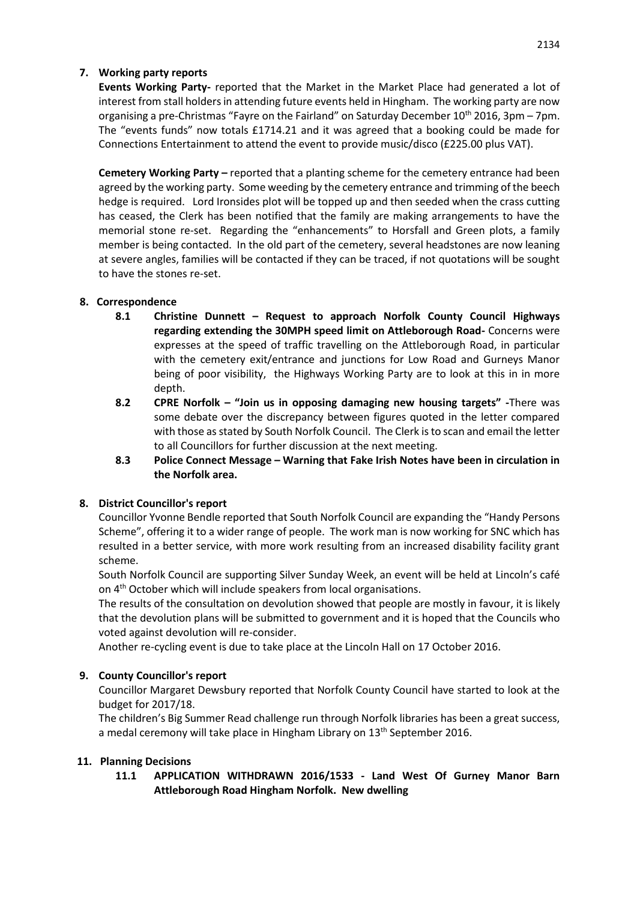**7. Working party reports**

**Events Working Party-** reported that the Market in the Market Place had generated a lot of interest from stall holders in attending future events held in Hingham. The working party are now organising a pre-Christmas "Fayre on the Fairland" on Saturday December 10th 2016, 3pm – 7pm. The "events funds" now totals £1714.21 and it was agreed that a booking could be made for Connections Entertainment to attend the event to provide music/disco (£225.00 plus VAT).

**Cemetery Working Party –** reported that a planting scheme for the cemetery entrance had been agreed by the working party. Some weeding by the cemetery entrance and trimming of the beech hedge is required. Lord Ironsides plot will be topped up and then seeded when the crass cutting has ceased, the Clerk has been notified that the family are making arrangements to have the memorial stone re-set. Regarding the "enhancements" to Horsfall and Green plots, a family member is being contacted. In the old part of the cemetery, several headstones are now leaning at severe angles, families will be contacted if they can be traced, if not quotations will be sought to have the stones re-set.

**8. Correspondence**

**8.1 Christine Dunnett – Request to approach Norfolk County Council Highways regarding extending the 30MPH speed limit on Attleborough Road-** Concerns were expresses at the speed of traffic travelling on the Attleborough Road, in particular with the cemetery exit/entrance and junctions for Low Road and Gurneys Manor being of poor visibility, the Highways Working Party are to look at this in in more depth.

**8.2 CPRE Norfolk – "Join us in opposing damaging new housing targets" -**There was some debate over the discrepancy between figures quoted in the letter compared with those as stated by South Norfolk Council. The Clerk is to scan and email the letter to all Councillors for further discussion at the next meeting.

**8.3 Police Connect Message – Warning that Fake Irish Notes have been in circulation in the Norfolk area.**

**8. District Councillor's report**

Councillor Yvonne Bendle reported that South Norfolk Council are expanding the "Handy Persons Scheme", offering it to a wider range of people. The work man is now working for SNC which has resulted in a better service, with more work resulting from an increased disability facility grant scheme.

South Norfolk Council are supporting Silver Sunday Week, an event will be held at Lincoln's café on 4th October which will include speakers from local organisations.

The results of the consultation on devolution showed that people are mostly in favour, it is likely that the devolution plans will be submitted to government and it is hoped that the Councils who voted against devolution will re-consider.

Another re-cycling event is due to take place at the Lincoln Hall on 17 October 2016.

**9. County Councillor's report**

Councillor Margaret Dewsbury reported that Norfolk County Council have started to look at the budget for 2017/18.

The children's Big Summer Read challenge run through Norfolk libraries has been a great success, a medal ceremony will take place in Hingham Library on 13th September 2016.

**11. Planning Decisions**

**11.1 APPLICATION WITHDRAWN 2016/1533 - Land West Of Gurney Manor Barn Attleborough Road Hingham Norfolk. New dwelling**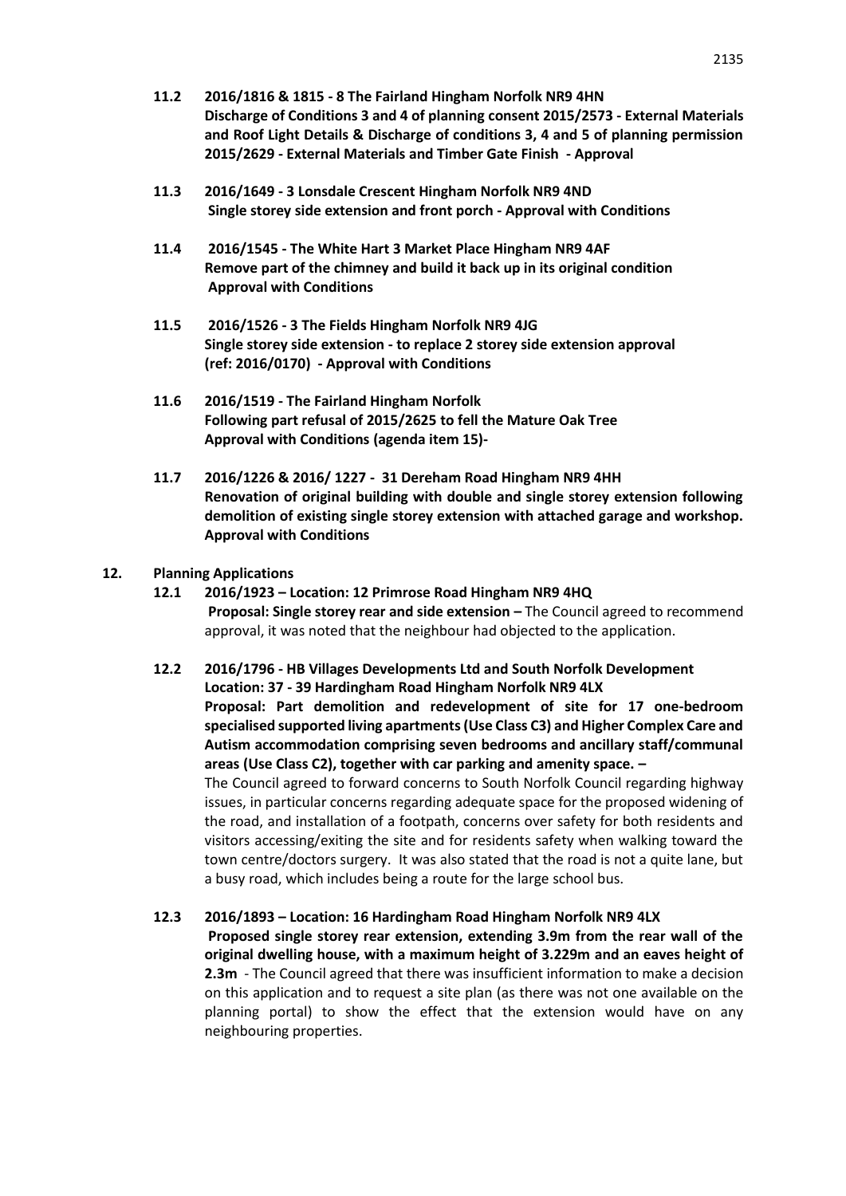**11.2 2016/1816 & 1815 - 8 The Fairland Hingham Norfolk NR9 4HN**
**Discharge of Conditions 3 and 4 of planning consent 2015/2573 - External Materials and Roof Light Details & Discharge of conditions 3, 4 and 5 of planning permission 2015/2629 - External Materials and Timber Gate Finish - Approval**

**11.3 2016/1649 - 3 Lonsdale Crescent Hingham Norfolk NR9 4ND**
**Single storey side extension and front porch - Approval with Conditions**

**11.4 2016/1545 - The White Hart 3 Market Place Hingham NR9 4AF**
**Remove part of the chimney and build it back up in its original condition Approval with Conditions**

**11.5 2016/1526 - 3 The Fields Hingham Norfolk NR9 4JG**
**Single storey side extension - to replace 2 storey side extension approval (ref: 2016/0170) - Approval with Conditions**

**11.6 2016/1519 - The Fairland Hingham Norfolk**
**Following part refusal of 2015/2625 to fell the Mature Oak Tree Approval with Conditions (agenda item 15)-**

**11.7 2016/1226 & 2016/ 1227 - 31 Dereham Road Hingham NR9 4HH**
**Renovation of original building with double and single storey extension following demolition of existing single storey extension with attached garage and workshop. Approval with Conditions**

**12. Planning Applications**

**12.1 2016/1923 – Location: 12 Primrose Road Hingham NR9 4HQ**
**Proposal: Single storey rear and side extension –** The Council agreed to recommend approval, it was noted that the neighbour had objected to the application.

**12.2 2016/1796 - HB Villages Developments Ltd and South Norfolk Development**
**Location: 37 - 39 Hardingham Road Hingham Norfolk NR9 4LX**
**Proposal: Part demolition and redevelopment of site for 17 one-bedroom specialised supported living apartments (Use Class C3) and Higher Complex Care and Autism accommodation comprising seven bedrooms and ancillary staff/communal areas (Use Class C2), together with car parking and amenity space. –**
The Council agreed to forward concerns to South Norfolk Council regarding highway issues, in particular concerns regarding adequate space for the proposed widening of the road, and installation of a footpath, concerns over safety for both residents and visitors accessing/exiting the site and for residents safety when walking toward the town centre/doctors surgery. It was also stated that the road is not a quite lane, but a busy road, which includes being a route for the large school bus.

**12.3 2016/1893 – Location: 16 Hardingham Road Hingham Norfolk NR9 4LX**
**Proposed single storey rear extension, extending 3.9m from the rear wall of the original dwelling house, with a maximum height of 3.229m and an eaves height of 2.3m** - The Council agreed that there was insufficient information to make a decision on this application and to request a site plan (as there was not one available on the planning portal) to show the effect that the extension would have on any neighbouring properties.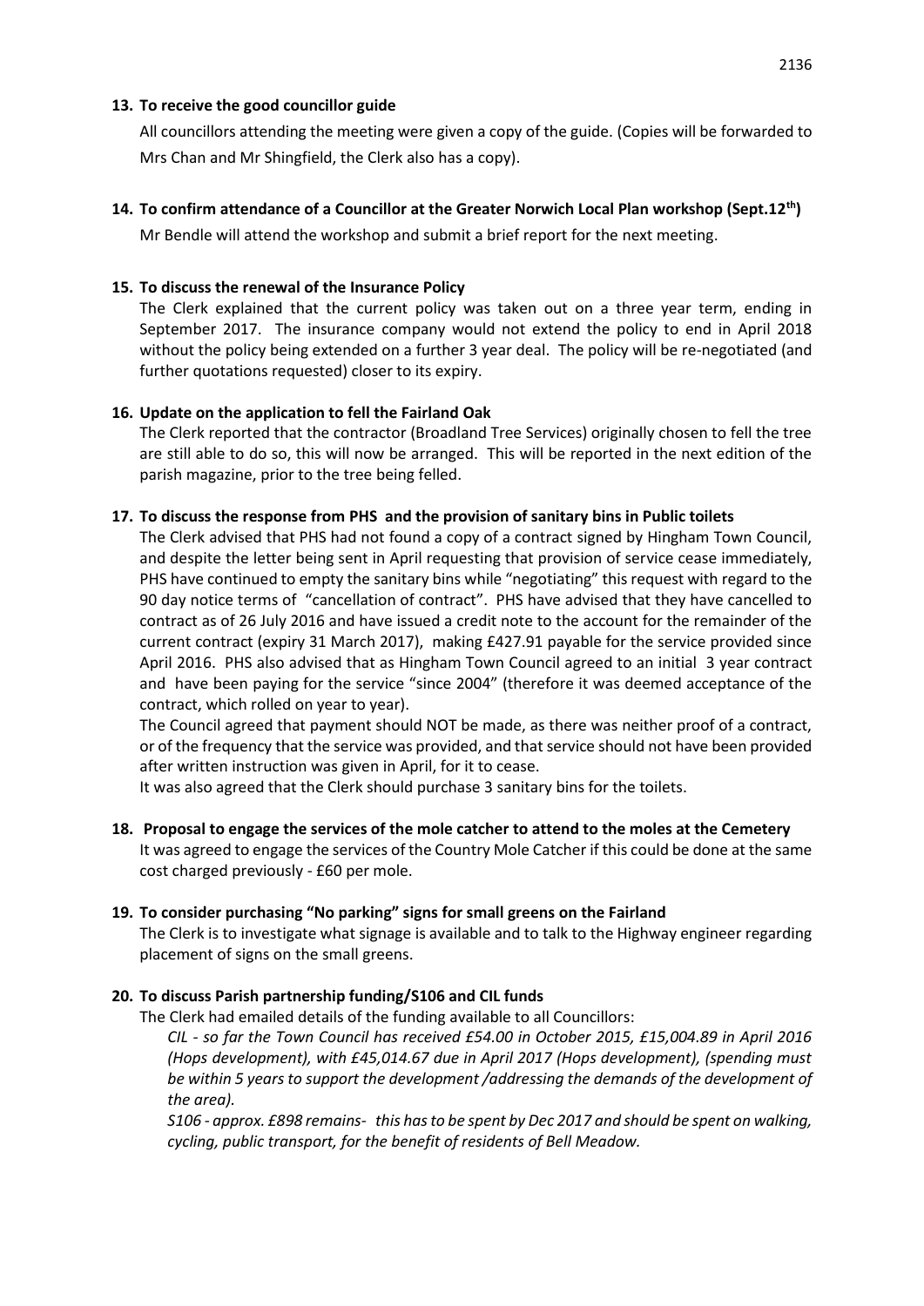**13. To receive the good councillor guide**

All councillors attending the meeting were given a copy of the guide. (Copies will be forwarded to Mrs Chan and Mr Shingfield, the Clerk also has a copy).

**14. To confirm attendance of a Councillor at the Greater Norwich Local Plan workshop (Sept.12th)**

Mr Bendle will attend the workshop and submit a brief report for the next meeting.

**15. To discuss the renewal of the Insurance Policy**

The Clerk explained that the current policy was taken out on a three year term, ending in September 2017. The insurance company would not extend the policy to end in April 2018 without the policy being extended on a further 3 year deal. The policy will be re-negotiated (and further quotations requested) closer to its expiry.

**16. Update on the application to fell the Fairland Oak**

The Clerk reported that the contractor (Broadland Tree Services) originally chosen to fell the tree are still able to do so, this will now be arranged. This will be reported in the next edition of the parish magazine, prior to the tree being felled.

**17. To discuss the response from PHS and the provision of sanitary bins in Public toilets**

The Clerk advised that PHS had not found a copy of a contract signed by Hingham Town Council, and despite the letter being sent in April requesting that provision of service cease immediately, PHS have continued to empty the sanitary bins while "negotiating" this request with regard to the 90 day notice terms of "cancellation of contract". PHS have advised that they have cancelled to contract as of 26 July 2016 and have issued a credit note to the account for the remainder of the current contract (expiry 31 March 2017), making £427.91 payable for the service provided since April 2016. PHS also advised that as Hingham Town Council agreed to an initial 3 year contract and have been paying for the service "since 2004" (therefore it was deemed acceptance of the contract, which rolled on year to year).

The Council agreed that payment should NOT be made, as there was neither proof of a contract, or of the frequency that the service was provided, and that service should not have been provided after written instruction was given in April, for it to cease.

It was also agreed that the Clerk should purchase 3 sanitary bins for the toilets.

**18. Proposal to engage the services of the mole catcher to attend to the moles at the Cemetery**

It was agreed to engage the services of the Country Mole Catcher if this could be done at the same cost charged previously - £60 per mole.

**19. To consider purchasing "No parking" signs for small greens on the Fairland**

The Clerk is to investigate what signage is available and to talk to the Highway engineer regarding placement of signs on the small greens.

**20. To discuss Parish partnership funding/S106 and CIL funds**

The Clerk had emailed details of the funding available to all Councillors:

*CIL - so far the Town Council has received £54.00 in October 2015, £15,004.89 in April 2016 (Hops development), with £45,014.67 due in April 2017 (Hops development), (spending must be within 5 years to support the development /addressing the demands of the development of the area).*

*S106 - approx. £898 remains- this has to be spent by Dec 2017 and should be spent on walking, cycling, public transport, for the benefit of residents of Bell Meadow.*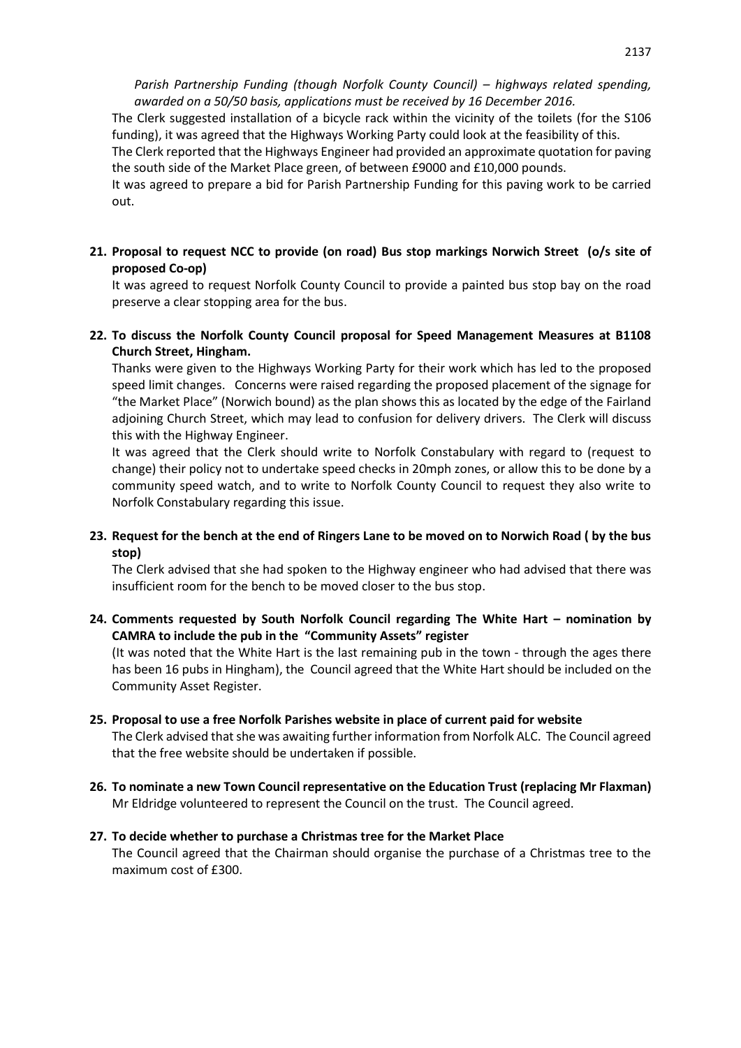*Parish Partnership Funding (though Norfolk County Council) – highways related spending, awarded on a 50/50 basis, applications must be received by 16 December 2016.*

The Clerk suggested installation of a bicycle rack within the vicinity of the toilets (for the S106 funding), it was agreed that the Highways Working Party could look at the feasibility of this.

The Clerk reported that the Highways Engineer had provided an approximate quotation for paving the south side of the Market Place green, of between £9000 and £10,000 pounds.

It was agreed to prepare a bid for Parish Partnership Funding for this paving work to be carried out.

**21. Proposal to request NCC to provide (on road) Bus stop markings Norwich Street (o/s site of proposed Co-op)**

It was agreed to request Norfolk County Council to provide a painted bus stop bay on the road preserve a clear stopping area for the bus.

**22. To discuss the Norfolk County Council proposal for Speed Management Measures at B1108 Church Street, Hingham.**

Thanks were given to the Highways Working Party for their work which has led to the proposed speed limit changes. Concerns were raised regarding the proposed placement of the signage for "the Market Place" (Norwich bound) as the plan shows this as located by the edge of the Fairland adjoining Church Street, which may lead to confusion for delivery drivers. The Clerk will discuss this with the Highway Engineer.

It was agreed that the Clerk should write to Norfolk Constabulary with regard to (request to change) their policy not to undertake speed checks in 20mph zones, or allow this to be done by a community speed watch, and to write to Norfolk County Council to request they also write to Norfolk Constabulary regarding this issue.

**23. Request for the bench at the end of Ringers Lane to be moved on to Norwich Road ( by the bus stop)**

The Clerk advised that she had spoken to the Highway engineer who had advised that there was insufficient room for the bench to be moved closer to the bus stop.

**24. Comments requested by South Norfolk Council regarding The White Hart – nomination by CAMRA to include the pub in the "Community Assets" register**

(It was noted that the White Hart is the last remaining pub in the town - through the ages there has been 16 pubs in Hingham), the Council agreed that the White Hart should be included on the Community Asset Register.

**25. Proposal to use a free Norfolk Parishes website in place of current paid for website**

The Clerk advised that she was awaiting further information from Norfolk ALC. The Council agreed that the free website should be undertaken if possible.

**26. To nominate a new Town Council representative on the Education Trust (replacing Mr Flaxman)**

Mr Eldridge volunteered to represent the Council on the trust. The Council agreed.

**27. To decide whether to purchase a Christmas tree for the Market Place**

The Council agreed that the Chairman should organise the purchase of a Christmas tree to the maximum cost of £300.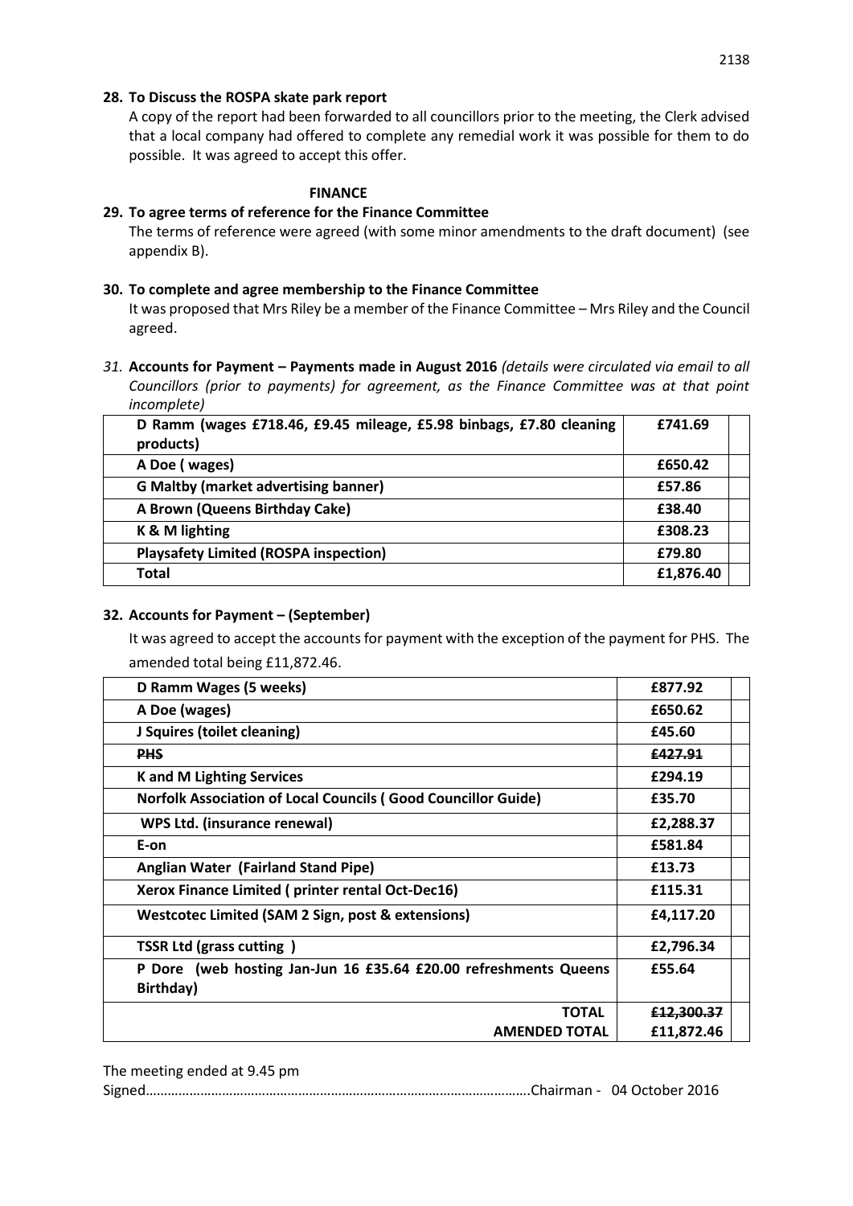**28. To Discuss the ROSPA skate park report**

A copy of the report had been forwarded to all councillors prior to the meeting, the Clerk advised that a local company had offered to complete any remedial work it was possible for them to do possible. It was agreed to accept this offer.

**FINANCE**

**29. To agree terms of reference for the Finance Committee**

The terms of reference were agreed (with some minor amendments to the draft document) (see appendix B).

**30. To complete and agree membership to the Finance Committee**

It was proposed that Mrs Riley be a member of the Finance Committee – Mrs Riley and the Council agreed.

*31.* **Accounts for Payment – Payments made in August 2016** *(details were circulated via email to all Councillors (prior to payments) for agreement, as the Finance Committee was at that point incomplete)*

| | | |
|---|---|---|
| **D Ramm (wages £718.46, £9.45 mileage, £5.98 binbags, £7.80 cleaning products)** | **£741.69** | |
| **A Doe ( wages)** | **£650.42** | |
| **G Maltby (market advertising banner)** | **£57.86** | |
| **A Brown (Queens Birthday Cake)** | **£38.40** | |
| **K & M lighting** | **£308.23** | |
| **Playsafety Limited (ROSPA inspection)** | **£79.80** | |
| **Total** | **£1,876.40** | |

**32. Accounts for Payment – (September)**

It was agreed to accept the accounts for payment with the exception of the payment for PHS. The amended total being £11,872.46.

| | | |
|---|---|---|
| **D Ramm Wages (5 weeks)** | **£877.92** | |
| **A Doe (wages)** | **£650.62** | |
| **J Squires (toilet cleaning)** | **£45.60** | |
| ~~**PHS**~~ | ~~**£427.91**~~ | |
| **K and M Lighting Services** | **£294.19** | |
| **Norfolk Association of Local Councils ( Good Councillor Guide)** | **£35.70** | |
| **WPS Ltd. (insurance renewal)** | **£2,288.37** | |
| **E-on** | **£581.84** | |
| **Anglian Water (Fairland Stand Pipe)** | **£13.73** | |
| **Xerox Finance Limited ( printer rental Oct-Dec16)** | **£115.31** | |
| **Westcotec Limited (SAM 2 Sign, post & extensions)** | **£4,117.20** | |
| **TSSR Ltd (grass cutting )** | **£2,796.34** | |
| **P Dore (web hosting Jan-Jun 16 £35.64 £20.00 refreshments Queens Birthday)** | **£55.64** | |
| **TOTAL** | ~~**£12,300.37**~~ | |
| **AMENDED TOTAL** | **£11,872.46** | |

The meeting ended at 9.45 pm

Signed…………………………………………………………………………………………….Chairman - 04 October 2016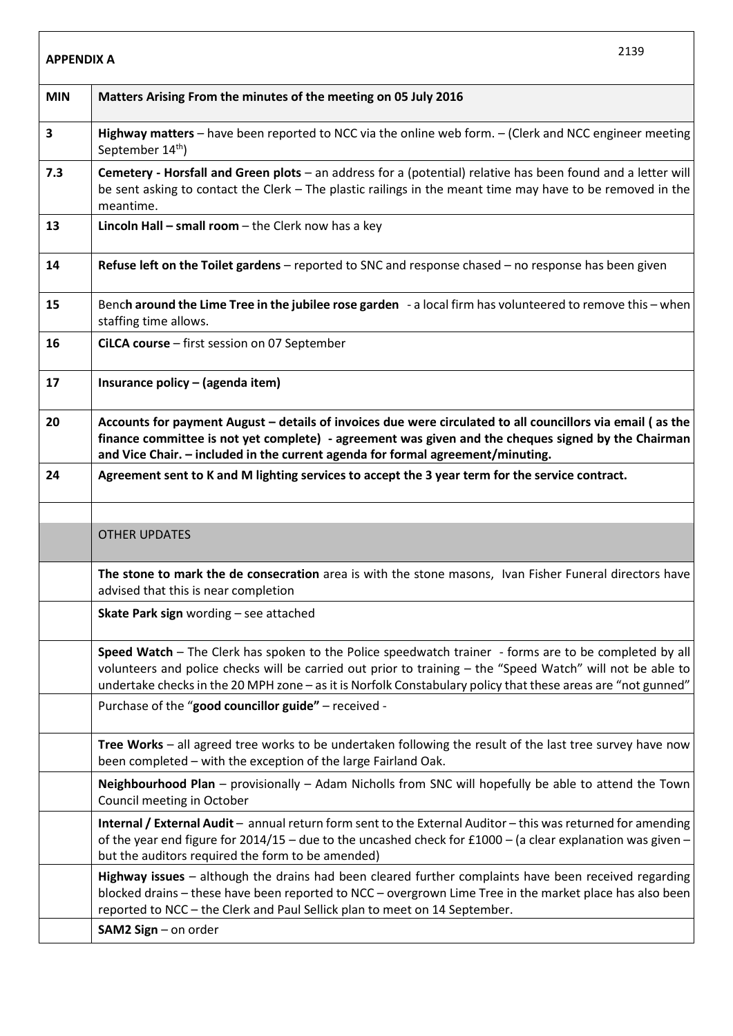**APPENDIX A**

| MIN | Matters Arising From the minutes of the meeting on 05 July 2016 |
|---|---|
| 3 | **Highway matters** – have been reported to NCC via the online web form. – (Clerk and NCC engineer meeting September 14th) |
| 7.3 | **Cemetery - Horsfall and Green plots** – an address for a (potential) relative has been found and a letter will be sent asking to contact the Clerk – The plastic railings in the meant time may have to be removed in the meantime. |
| 13 | **Lincoln Hall – small room** – the Clerk now has a key |
| 14 | **Refuse left on the Toilet gardens** – reported to SNC and response chased – no response has been given |
| 15 | Ben**ch around the Lime Tree in the jubilee rose garden** - a local firm has volunteered to remove this – when staffing time allows. |
| 16 | **CiLCA course** – first session on 07 September |
| 17 | **Insurance policy – (agenda item)** |
| 20 | **Accounts for payment August – details of invoices due were circulated to all councillors via email ( as the finance committee is not yet complete) - agreement was given and the cheques signed by the Chairman and Vice Chair. – included in the current agenda for formal agreement/minuting.** |
| 24 | **Agreement sent to K and M lighting services to accept the 3 year term for the service contract.** |
| | |
| | OTHER UPDATES |
| | **The stone to mark the de consecration** area is with the stone masons, Ivan Fisher Funeral directors have advised that this is near completion |
| | **Skate Park sign** wording – see attached |
| | **Speed Watch** – The Clerk has spoken to the Police speedwatch trainer - forms are to be completed by all volunteers and police checks will be carried out prior to training – the "Speed Watch" will not be able to undertake checks in the 20 MPH zone – as it is Norfolk Constabulary policy that these areas are "not gunned" |
| | Purchase of the "**good councillor guide"** – received - |
| | **Tree Works** – all agreed tree works to be undertaken following the result of the last tree survey have now been completed – with the exception of the large Fairland Oak. |
| | **Neighbourhood Plan** – provisionally – Adam Nicholls from SNC will hopefully be able to attend the Town Council meeting in October |
| | **Internal / External Audit** – annual return form sent to the External Auditor – this was returned for amending of the year end figure for 2014/15 – due to the uncashed check for £1000 – (a clear explanation was given – but the auditors required the form to be amended) |
| | **Highway issues** – although the drains had been cleared further complaints have been received regarding blocked drains – these have been reported to NCC – overgrown Lime Tree in the market place has also been reported to NCC – the Clerk and Paul Sellick plan to meet on 14 September. |
| | **SAM2 Sign** – on order |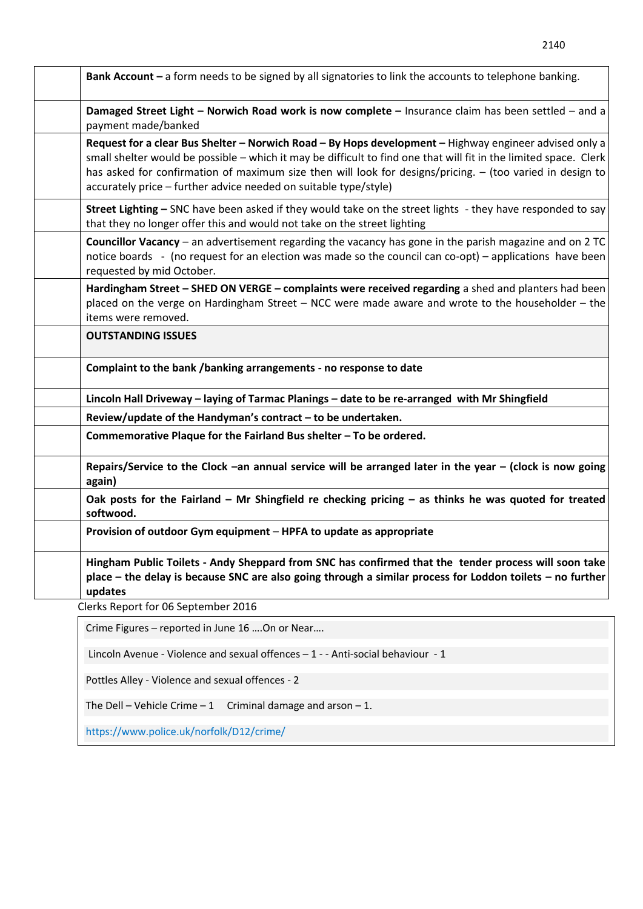| | |
|---|---|
| | **Bank Account –** a form needs to be signed by all signatories to link the accounts to telephone banking. |
| | **Damaged Street Light – Norwich Road work is now complete –** Insurance claim has been settled – and a payment made/banked |
| | **Request for a clear Bus Shelter – Norwich Road – By Hops development –** Highway engineer advised only a small shelter would be possible – which it may be difficult to find one that will fit in the limited space. Clerk has asked for confirmation of maximum size then will look for designs/pricing. – (too varied in design to accurately price – further advice needed on suitable type/style) |
| | **Street Lighting –** SNC have been asked if they would take on the street lights - they have responded to say that they no longer offer this and would not take on the street lighting |
| | **Councillor Vacancy** – an advertisement regarding the vacancy has gone in the parish magazine and on 2 TC notice boards - (no request for an election was made so the council can co-opt) – applications have been requested by mid October. |
| | **Hardingham Street – SHED ON VERGE – complaints were received regarding** a shed and planters had been placed on the verge on Hardingham Street – NCC were made aware and wrote to the householder – the items were removed. |
| | **OUTSTANDING ISSUES** |
| | **Complaint to the bank /banking arrangements - no response to date** |
| | **Lincoln Hall Driveway – laying of Tarmac Planings – date to be re-arranged with Mr Shingfield** |
| | **Review/update of the Handyman's contract – to be undertaken.** |
| | **Commemorative Plaque for the Fairland Bus shelter – To be ordered.** |
| | **Repairs/Service to the Clock –an annual service will be arranged later in the year – (clock is now going again)** |
| | **Oak posts for the Fairland – Mr Shingfield re checking pricing – as thinks he was quoted for treated softwood.** |
| | **Provision of outdoor Gym equipment** – **HPFA to update as appropriate** |
| | **Hingham Public Toilets - Andy Sheppard from SNC has confirmed that the tender process will soon take place – the delay is because SNC are also going through a similar process for Loddon toilets – no further updates** |

Clerks Report for 06 September 2016

Crime Figures – reported in June 16 ….On or Near….

Lincoln Avenue - Violence and sexual offences – 1 - - Anti-social behaviour - 1

Pottles Alley - Violence and sexual offences - 2

The Dell – Vehicle Crime – 1 Criminal damage and arson – 1.

https://www.police.uk/norfolk/D12/crime/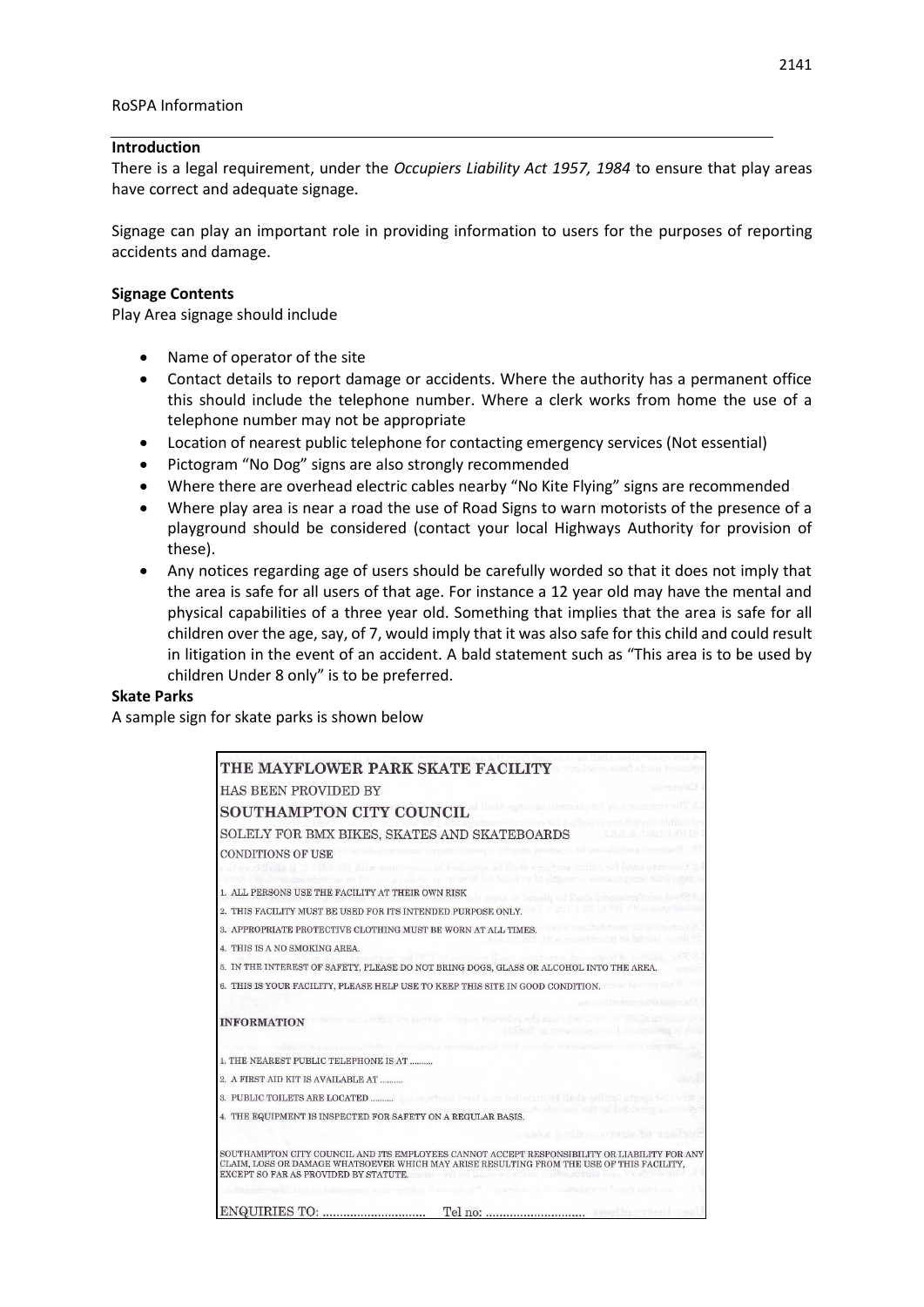RoSPA Information

## Introduction

There is a legal requirement, under the *Occupiers Liability Act 1957, 1984* to ensure that play areas have correct and adequate signage.

Signage can play an important role in providing information to users for the purposes of reporting accidents and damage.

### Signage Contents

Play Area signage should include

- Name of operator of the site
- Contact details to report damage or accidents. Where the authority has a permanent office this should include the telephone number. Where a clerk works from home the use of a telephone number may not be appropriate
- Location of nearest public telephone for contacting emergency services (Not essential)
- Pictogram "No Dog" signs are also strongly recommended
- Where there are overhead electric cables nearby "No Kite Flying" signs are recommended
- Where play area is near a road the use of Road Signs to warn motorists of the presence of a playground should be considered (contact your local Highways Authority for provision of these).
- Any notices regarding age of users should be carefully worded so that it does not imply that the area is safe for all users of that age. For instance a 12 year old may have the mental and physical capabilities of a three year old. Something that implies that the area is safe for all children over the age, say, of 7, would imply that it was also safe for this child and could result in litigation in the event of an accident. A bald statement such as "This area is to be used by children Under 8 only" is to be preferred.

### Skate Parks

A sample sign for skate parks is shown below

THE MAYFLOWER PARK SKATE FACILITY

HAS BEEN PROVIDED BY

SOUTHAMPTON CITY COUNCIL

SOLELY FOR BMX BIKES, SKATES AND SKATEBOARDS

CONDITIONS OF USE

1. ALL PERSONS USE THE FACILITY AT THEIR OWN RISK
2. THIS FACILITY MUST BE USED FOR ITS INTENDED PURPOSE ONLY.
3. APPROPRIATE PROTECTIVE CLOTHING MUST BE WORN AT ALL TIMES.
4. THIS IS A NO SMOKING AREA.
5. IN THE INTEREST OF SAFETY, PLEASE DO NOT BRING DOGS, GLASS OR ALCOHOL INTO THE AREA.
6. THIS IS YOUR FACILITY, PLEASE HELP USE TO KEEP THIS SITE IN GOOD CONDITION.

INFORMATION

1. THE NEAREST PUBLIC TELEPHONE IS AT ..........
2. A FIRST AID KIT IS AVAILABLE AT ..........
3. PUBLIC TOILETS ARE LOCATED ..........
4. THE EQUIPMENT IS INSPECTED FOR SAFETY ON A REGULAR BASIS.

SOUTHAMPTON CITY COUNCIL AND ITS EMPLOYEES CANNOT ACCEPT RESPONSIBILITY OR LIABILITY FOR ANY CLAIM, LOSS OR DAMAGE WHATSOEVER WHICH MAY ARISE RESULTING FROM THE USE OF THIS FACILITY, EXCEPT SO FAR AS PROVIDED BY STATUTE.

ENQUIRIES TO: .............................. Tel no: ..............................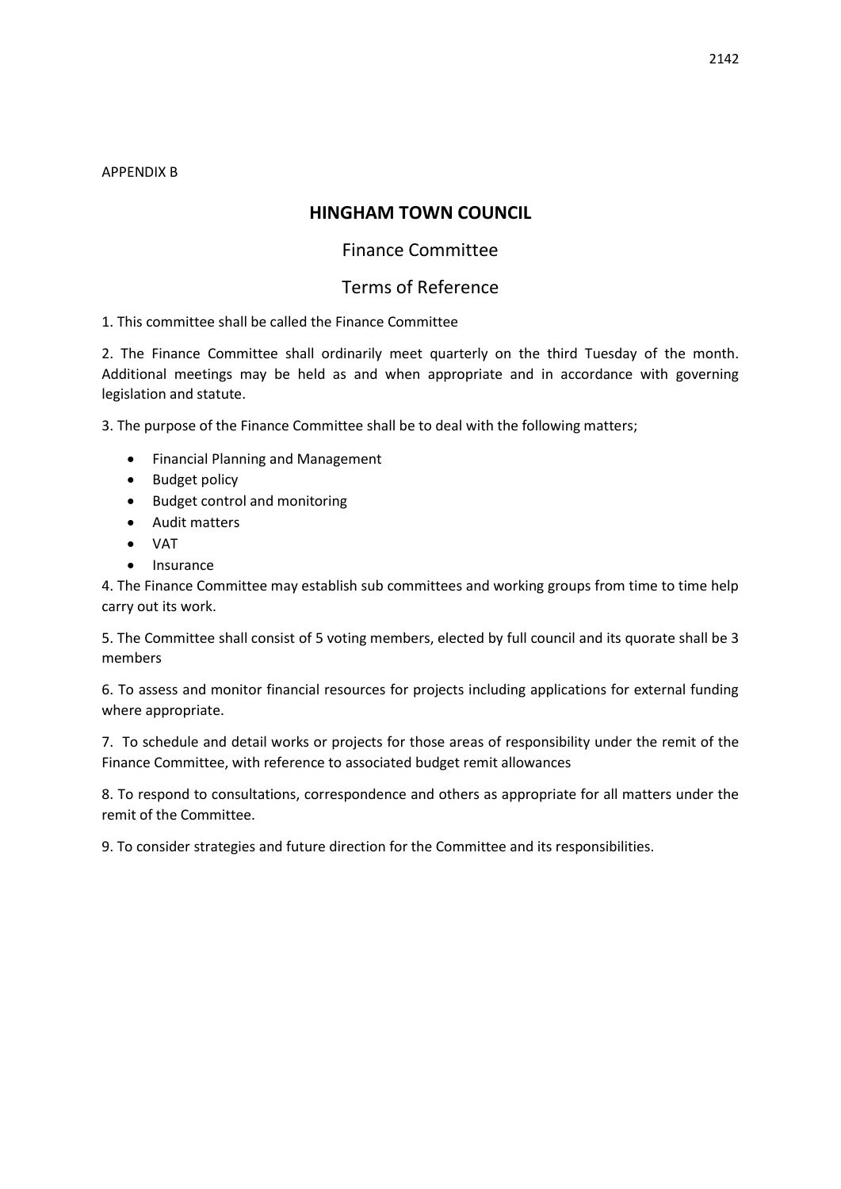APPENDIX B

# HINGHAM TOWN COUNCIL

## Finance Committee

## Terms of Reference

1. This committee shall be called the Finance Committee

2. The Finance Committee shall ordinarily meet quarterly on the third Tuesday of the month. Additional meetings may be held as and when appropriate and in accordance with governing legislation and statute.

3. The purpose of the Finance Committee shall be to deal with the following matters;

- Financial Planning and Management
- Budget policy
- Budget control and monitoring
- Audit matters
- VAT
- Insurance

4. The Finance Committee may establish sub committees and working groups from time to time help carry out its work.

5. The Committee shall consist of 5 voting members, elected by full council and its quorate shall be 3 members

6. To assess and monitor financial resources for projects including applications for external funding where appropriate.

7. To schedule and detail works or projects for those areas of responsibility under the remit of the Finance Committee, with reference to associated budget remit allowances

8. To respond to consultations, correspondence and others as appropriate for all matters under the remit of the Committee.

9. To consider strategies and future direction for the Committee and its responsibilities.